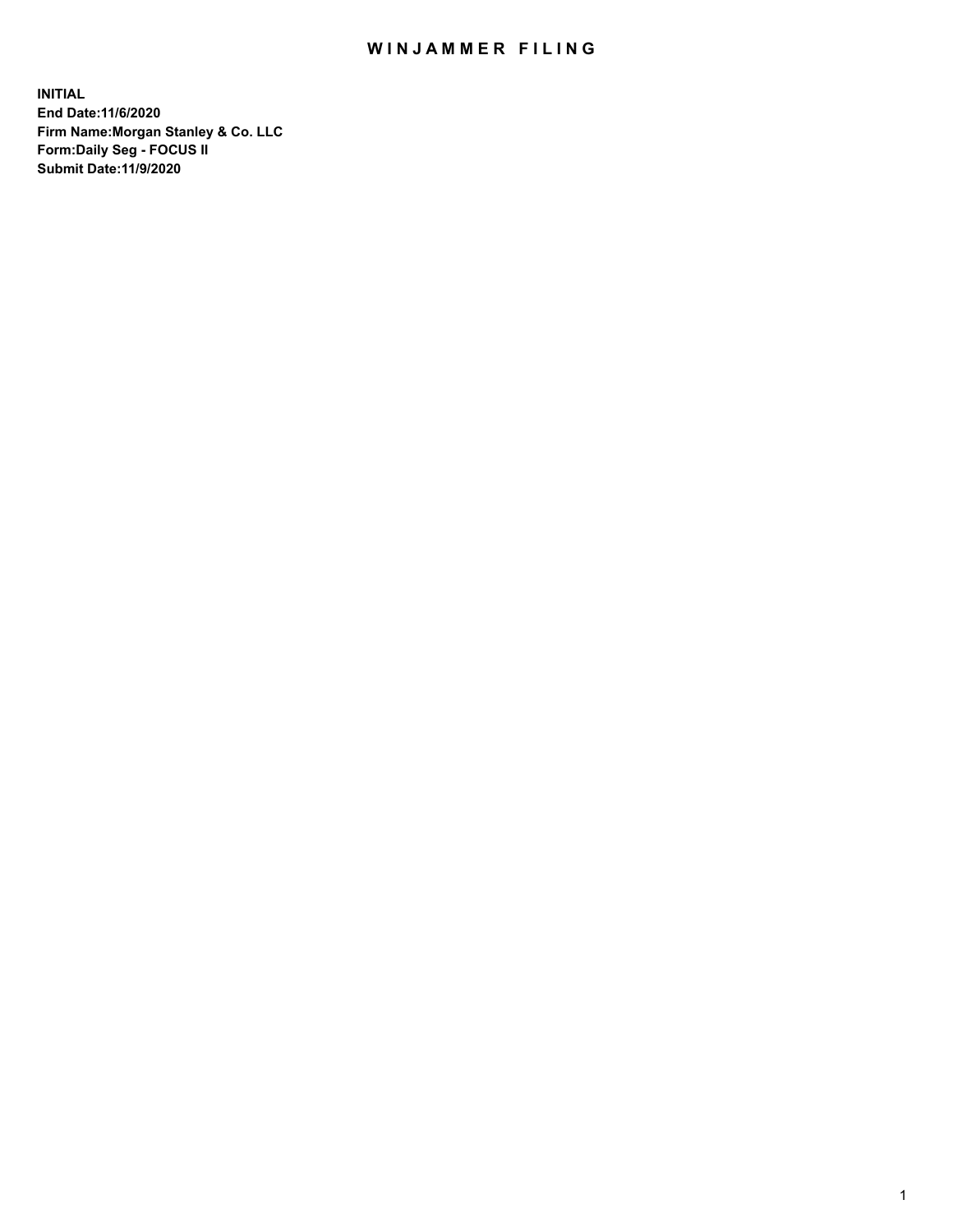# WINJAMMER FILING

**INITIAL**
**End Date:11/6/2020**
**Firm Name:Morgan Stanley & Co. LLC**
**Form:Daily Seg - FOCUS II**
**Submit Date:11/9/2020**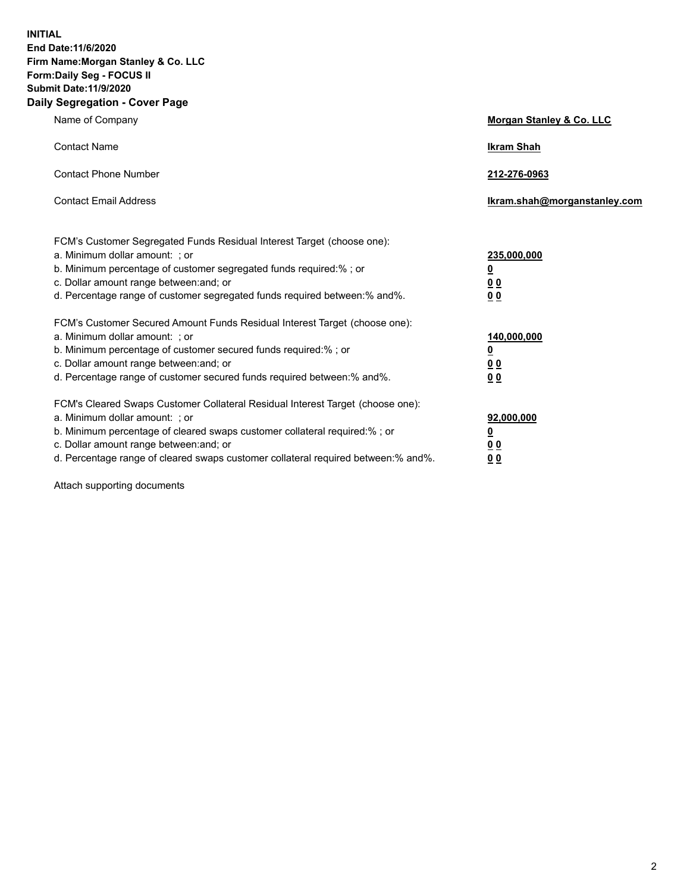**INITIAL**
**End Date:11/6/2020**
**Firm Name:Morgan Stanley & Co. LLC**
**Form:Daily Seg - FOCUS II**
**Submit Date:11/9/2020**

## Daily Segregation - Cover Page

| | |
|---|---|
| Name of Company | **Morgan Stanley & Co. LLC** |
| Contact Name | **Ikram Shah** |
| Contact Phone Number | **212-276-0963** |
| Contact Email Address | **Ikram.shah@morganstanley.com** |

FCM's Customer Segregated Funds Residual Interest Target (choose one):

| | |
|---|---|
| a. Minimum dollar amount: ; or | **235,000,000** |
| b. Minimum percentage of customer segregated funds required:% ; or | **0** |
| c. Dollar amount range between:and; or | **0 0** |
| d. Percentage range of customer segregated funds required between:% and%. | **0 0** |

FCM's Customer Secured Amount Funds Residual Interest Target (choose one):

| | |
|---|---|
| a. Minimum dollar amount: ; or | **140,000,000** |
| b. Minimum percentage of customer secured funds required:% ; or | **0** |
| c. Dollar amount range between:and; or | **0 0** |
| d. Percentage range of customer secured funds required between:% and%. | **0 0** |

FCM's Cleared Swaps Customer Collateral Residual Interest Target (choose one):

| | |
|---|---|
| a. Minimum dollar amount: ; or | **92,000,000** |
| b. Minimum percentage of cleared swaps customer collateral required:% ; or | **0** |
| c. Dollar amount range between:and; or | **0 0** |
| d. Percentage range of cleared swaps customer collateral required between:% and%. | **0 0** |

Attach supporting documents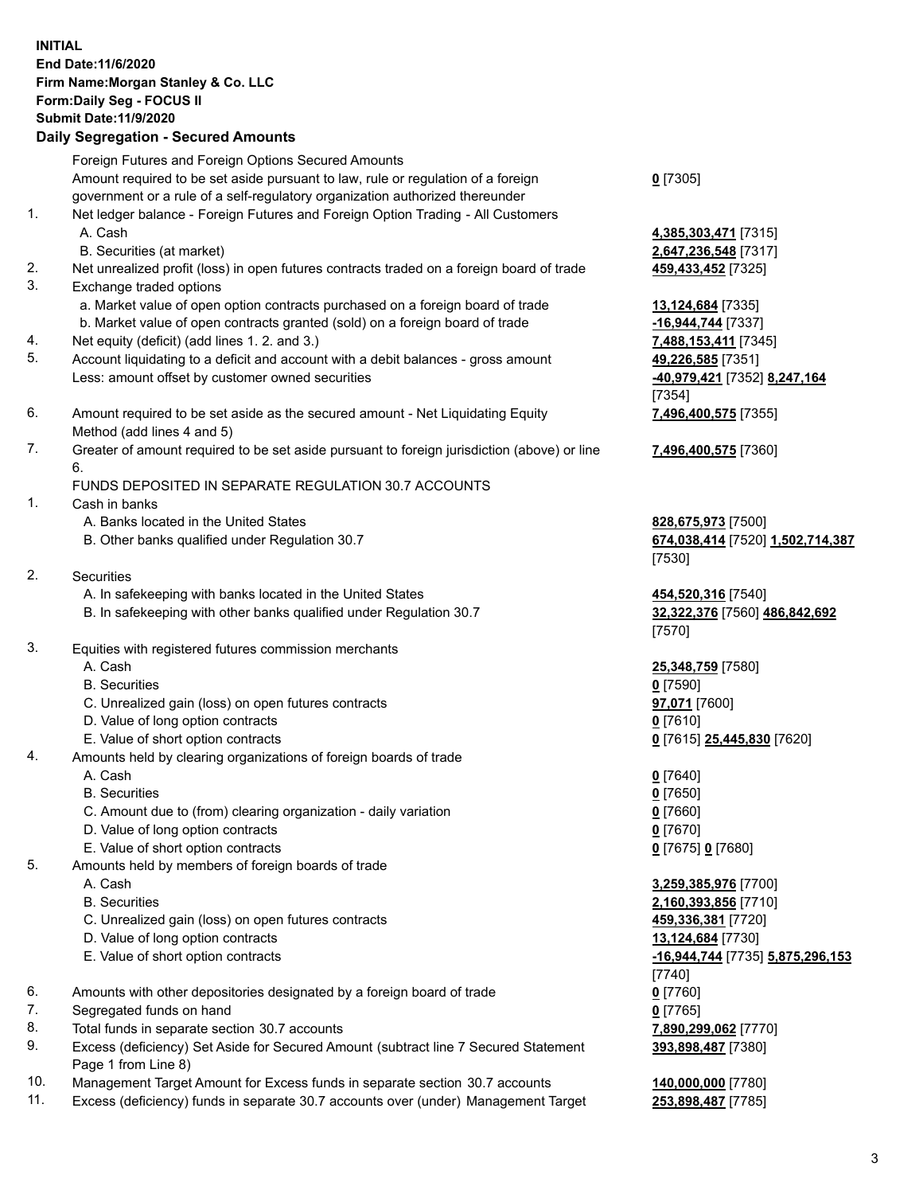**INITIAL**
**End Date:11/6/2020**
**Firm Name:Morgan Stanley & Co. LLC**
**Form:Daily Seg - FOCUS II**
**Submit Date:11/9/2020**

**Daily Segregation - Secured Amounts**

| | | |
|---|---|---|
| | Foreign Futures and Foreign Options Secured Amounts | |
| | Amount required to be set aside pursuant to law, rule or regulation of a foreign government or a rule of a self-regulatory organization authorized thereunder | **0** [7305] |
| 1. | Net ledger balance - Foreign Futures and Foreign Option Trading - All Customers | |
| | A. Cash | **4,385,303,471** [7315] |
| | B. Securities (at market) | **2,647,236,548** [7317] |
| 2. | Net unrealized profit (loss) in open futures contracts traded on a foreign board of trade | **459,433,452** [7325] |
| 3. | Exchange traded options | |
| | a. Market value of open option contracts purchased on a foreign board of trade | **13,124,684** [7335] |
| | b. Market value of open contracts granted (sold) on a foreign board of trade | **-16,944,744** [7337] |
| 4. | Net equity (deficit) (add lines 1. 2. and 3.) | **7,488,153,411** [7345] |
| 5. | Account liquidating to a deficit and account with a debit balances - gross amount | **49,226,585** [7351] |
| | Less: amount offset by customer owned securities | **-40,979,421** [7352] **8,247,164** [7354] |
| 6. | Amount required to be set aside as the secured amount - Net Liquidating Equity Method (add lines 4 and 5) | **7,496,400,575** [7355] |
| 7. | Greater of amount required to be set aside pursuant to foreign jurisdiction (above) or line 6. | **7,496,400,575** [7360] |
| | FUNDS DEPOSITED IN SEPARATE REGULATION 30.7 ACCOUNTS | |
| 1. | Cash in banks | |
| | A. Banks located in the United States | **828,675,973** [7500] |
| | B. Other banks qualified under Regulation 30.7 | **674,038,414** [7520] **1,502,714,387** [7530] |
| 2. | Securities | |
| | A. In safekeeping with banks located in the United States | **454,520,316** [7540] |
| | B. In safekeeping with other banks qualified under Regulation 30.7 | **32,322,376** [7560] **486,842,692** [7570] |
| 3. | Equities with registered futures commission merchants | |
| | A. Cash | **25,348,759** [7580] |
| | B. Securities | **0** [7590] |
| | C. Unrealized gain (loss) on open futures contracts | **97,071** [7600] |
| | D. Value of long option contracts | **0** [7610] |
| | E. Value of short option contracts | **0** [7615] **25,445,830** [7620] |
| 4. | Amounts held by clearing organizations of foreign boards of trade | |
| | A. Cash | **0** [7640] |
| | B. Securities | **0** [7650] |
| | C. Amount due to (from) clearing organization - daily variation | **0** [7660] |
| | D. Value of long option contracts | **0** [7670] |
| | E. Value of short option contracts | **0** [7675] **0** [7680] |
| 5. | Amounts held by members of foreign boards of trade | |
| | A. Cash | **3,259,385,976** [7700] |
| | B. Securities | **2,160,393,856** [7710] |
| | C. Unrealized gain (loss) on open futures contracts | **459,336,381** [7720] |
| | D. Value of long option contracts | **13,124,684** [7730] |
| | E. Value of short option contracts | **-16,944,744** [7735] **5,875,296,153** [7740] |
| 6. | Amounts with other depositories designated by a foreign board of trade | **0** [7760] |
| 7. | Segregated funds on hand | **0** [7765] |
| 8. | Total funds in separate section 30.7 accounts | **7,890,299,062** [7770] |
| 9. | Excess (deficiency) Set Aside for Secured Amount (subtract line 7 Secured Statement Page 1 from Line 8) | **393,898,487** [7380] |
| 10. | Management Target Amount for Excess funds in separate section 30.7 accounts | **140,000,000** [7780] |
| 11. | Excess (deficiency) funds in separate 30.7 accounts over (under) Management Target | **253,898,487** [7785] |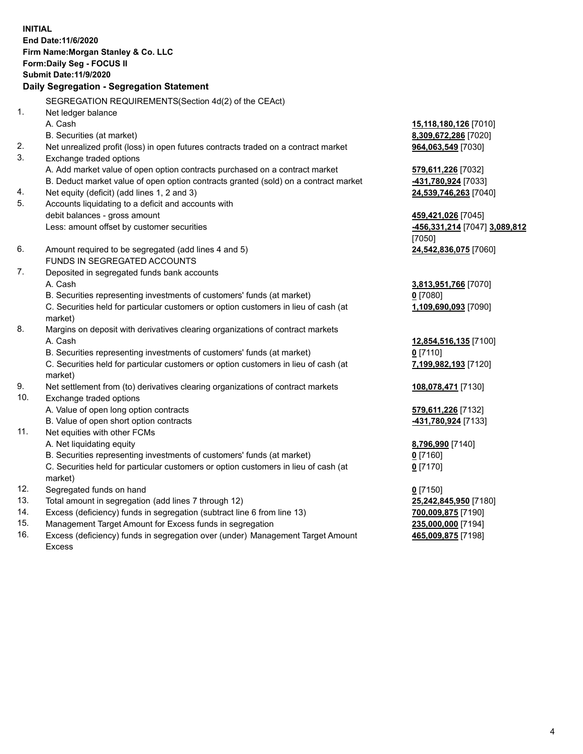**INITIAL**
**End Date:11/6/2020**
**Firm Name:Morgan Stanley & Co. LLC**
**Form:Daily Seg - FOCUS II**
**Submit Date:11/9/2020**

## Daily Segregation - Segregation Statement

SEGREGATION REQUIREMENTS(Section 4d(2) of the CEAct)

| | | |
|---|---|---|
| 1. | Net ledger balance | |
| | A. Cash | **15,118,180,126** [7010] |
| | B. Securities (at market) | **8,309,672,286** [7020] |
| 2. | Net unrealized profit (loss) in open futures contracts traded on a contract market | **964,063,549** [7030] |
| 3. | Exchange traded options | |
| | A. Add market value of open option contracts purchased on a contract market | **579,611,226** [7032] |
| | B. Deduct market value of open option contracts granted (sold) on a contract market | **-431,780,924** [7033] |
| 4. | Net equity (deficit) (add lines 1, 2 and 3) | **24,539,746,263** [7040] |
| 5. | Accounts liquidating to a deficit and accounts with debit balances - gross amount | **459,421,026** [7045] |
| | Less: amount offset by customer securities | **-456,331,214** [7047] **3,089,812** [7050] |
| 6. | Amount required to be segregated (add lines 4 and 5) | **24,542,836,075** [7060] |
| | FUNDS IN SEGREGATED ACCOUNTS | |
| 7. | Deposited in segregated funds bank accounts | |
| | A. Cash | **3,813,951,766** [7070] |
| | B. Securities representing investments of customers' funds (at market) | **0** [7080] |
| | C. Securities held for particular customers or option customers in lieu of cash (at market) | **1,109,690,093** [7090] |
| 8. | Margins on deposit with derivatives clearing organizations of contract markets | |
| | A. Cash | **12,854,516,135** [7100] |
| | B. Securities representing investments of customers' funds (at market) | **0** [7110] |
| | C. Securities held for particular customers or option customers in lieu of cash (at market) | **7,199,982,193** [7120] |
| 9. | Net settlement from (to) derivatives clearing organizations of contract markets | **108,078,471** [7130] |
| 10. | Exchange traded options | |
| | A. Value of open long option contracts | **579,611,226** [7132] |
| | B. Value of open short option contracts | **-431,780,924** [7133] |
| 11. | Net equities with other FCMs | |
| | A. Net liquidating equity | **8,796,990** [7140] |
| | B. Securities representing investments of customers' funds (at market) | **0** [7160] |
| | C. Securities held for particular customers or option customers in lieu of cash (at market) | **0** [7170] |
| 12. | Segregated funds on hand | **0** [7150] |
| 13. | Total amount in segregation (add lines 7 through 12) | **25,242,845,950** [7180] |
| 14. | Excess (deficiency) funds in segregation (subtract line 6 from line 13) | **700,009,875** [7190] |
| 15. | Management Target Amount for Excess funds in segregation | **235,000,000** [7194] |
| 16. | Excess (deficiency) funds in segregation over (under) Management Target Amount Excess | **465,009,875** [7198] |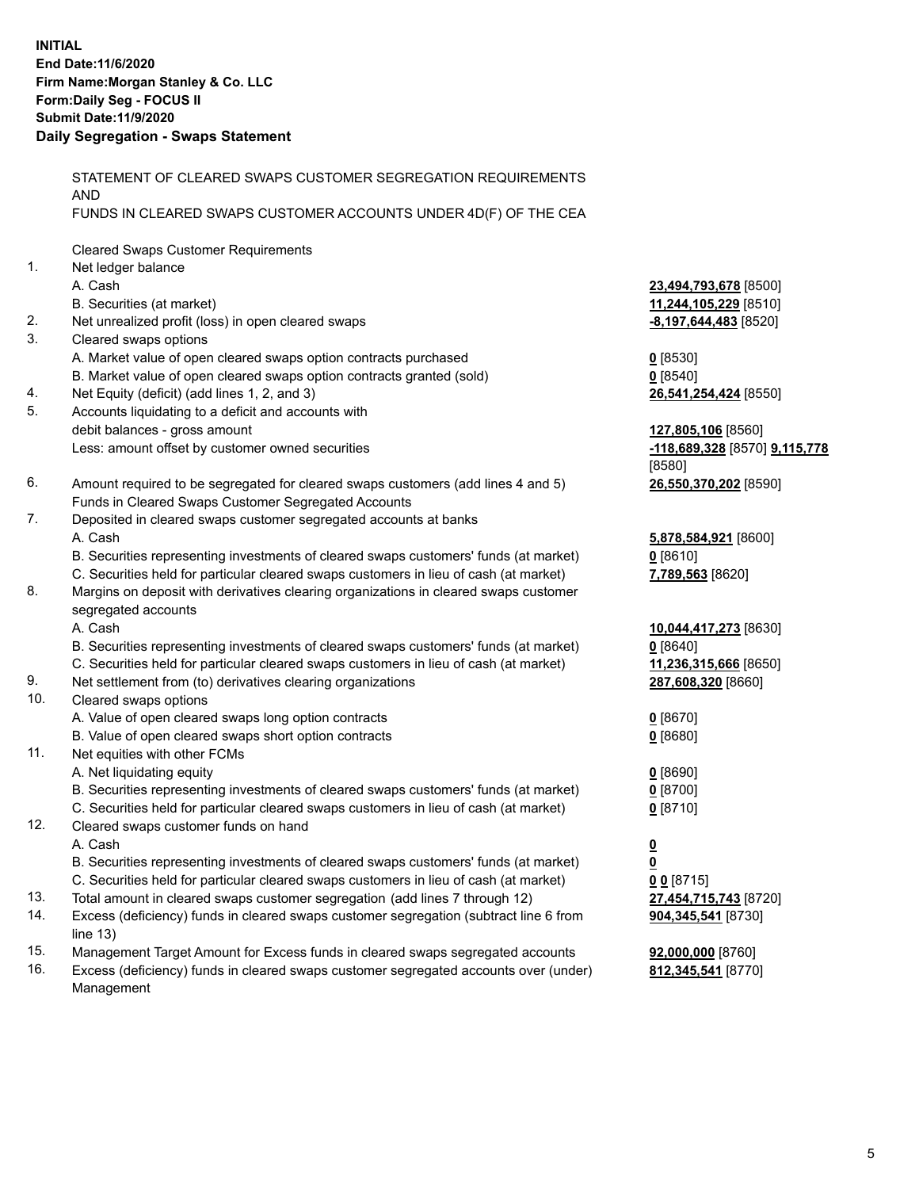**INITIAL**
**End Date:11/6/2020**
**Firm Name:Morgan Stanley & Co. LLC**
**Form:Daily Seg - FOCUS II**
**Submit Date:11/9/2020**
**Daily Segregation - Swaps Statement**

STATEMENT OF CLEARED SWAPS CUSTOMER SEGREGATION REQUIREMENTS AND
FUNDS IN CLEARED SWAPS CUSTOMER ACCOUNTS UNDER 4D(F) OF THE CEA

| | | |
|---|---|---|
| | Cleared Swaps Customer Requirements | |
| 1. | Net ledger balance | |
| | A. Cash | **23,494,793,678** [8500] |
| | B. Securities (at market) | **11,244,105,229** [8510] |
| 2. | Net unrealized profit (loss) in open cleared swaps | **-8,197,644,483** [8520] |
| 3. | Cleared swaps options | |
| | A. Market value of open cleared swaps option contracts purchased | **0** [8530] |
| | B. Market value of open cleared swaps option contracts granted (sold) | **0** [8540] |
| 4. | Net Equity (deficit) (add lines 1, 2, and 3) | **26,541,254,424** [8550] |
| 5. | Accounts liquidating to a deficit and accounts with debit balances - gross amount | **127,805,106** [8560] |
| | Less: amount offset by customer owned securities | **-118,689,328** [8570] **9,115,778** [8580] |
| 6. | Amount required to be segregated for cleared swaps customers (add lines 4 and 5) | **26,550,370,202** [8590] |
| | Funds in Cleared Swaps Customer Segregated Accounts | |
| 7. | Deposited in cleared swaps customer segregated accounts at banks | |
| | A. Cash | **5,878,584,921** [8600] |
| | B. Securities representing investments of cleared swaps customers' funds (at market) | **0** [8610] |
| | C. Securities held for particular cleared swaps customers in lieu of cash (at market) | **7,789,563** [8620] |
| 8. | Margins on deposit with derivatives clearing organizations in cleared swaps customer segregated accounts | |
| | A. Cash | **10,044,417,273** [8630] |
| | B. Securities representing investments of cleared swaps customers' funds (at market) | **0** [8640] |
| | C. Securities held for particular cleared swaps customers in lieu of cash (at market) | **11,236,315,666** [8650] |
| 9. | Net settlement from (to) derivatives clearing organizations | **287,608,320** [8660] |
| 10. | Cleared swaps options | |
| | A. Value of open cleared swaps long option contracts | **0** [8670] |
| | B. Value of open cleared swaps short option contracts | **0** [8680] |
| 11. | Net equities with other FCMs | |
| | A. Net liquidating equity | **0** [8690] |
| | B. Securities representing investments of cleared swaps customers' funds (at market) | **0** [8700] |
| | C. Securities held for particular cleared swaps customers in lieu of cash (at market) | **0** [8710] |
| 12. | Cleared swaps customer funds on hand | |
| | A. Cash | **0** |
| | B. Securities representing investments of cleared swaps customers' funds (at market) | **0** |
| | C. Securities held for particular cleared swaps customers in lieu of cash (at market) | **0** **0** [8715] |
| 13. | Total amount in cleared swaps customer segregation (add lines 7 through 12) | **27,454,715,743** [8720] |
| 14. | Excess (deficiency) funds in cleared swaps customer segregation (subtract line 6 from line 13) | **904,345,541** [8730] |
| 15. | Management Target Amount for Excess funds in cleared swaps segregated accounts | **92,000,000** [8760] |
| 16. | Excess (deficiency) funds in cleared swaps customer segregated accounts over (under) Management | **812,345,541** [8770] |